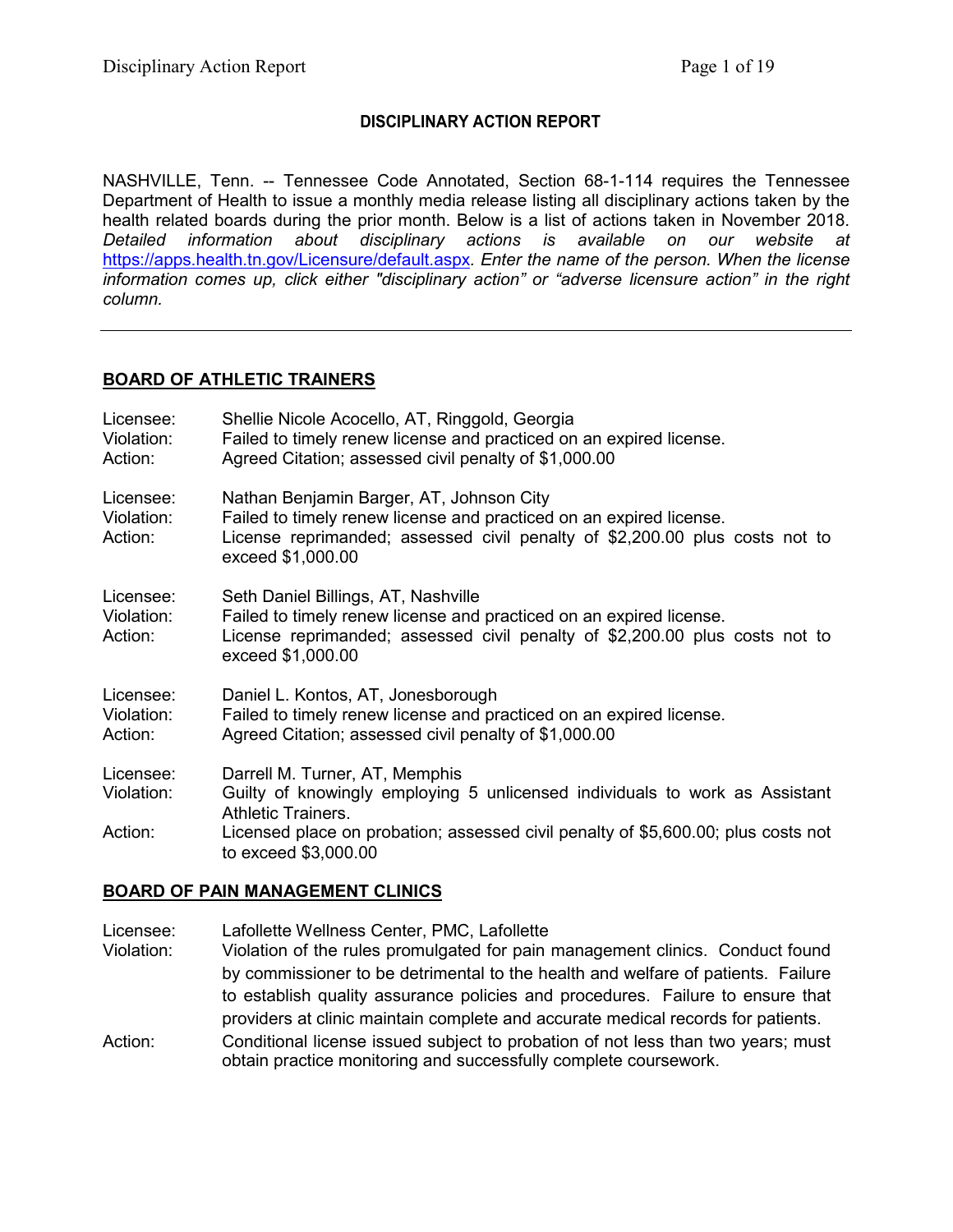# DISCIPLINARY ACTION REPORT

NASHVILLE, Tenn. -- Tennessee Code Annotated, Section 68-1-114 requires the Tennessee Department of Health to issue a monthly media release listing all disciplinary actions taken by the health related boards during the prior month. Below is a list of actions taken in November 2018. *Detailed information about disciplinary actions is available on our website at* https://apps.health.tn.gov/Licensure/default.aspx*. Enter the name of the person. When the license information comes up, click either "disciplinary action" or "adverse licensure action" in the right column.*

---

## BOARD OF ATHLETIC TRAINERS

Licensee: Shellie Nicole Acocello, AT, Ringgold, Georgia
Violation: Failed to timely renew license and practiced on an expired license.
Action: Agreed Citation; assessed civil penalty of $1,000.00

Licensee: Nathan Benjamin Barger, AT, Johnson City
Violation: Failed to timely renew license and practiced on an expired license.
Action: License reprimanded; assessed civil penalty of $2,200.00 plus costs not to exceed $1,000.00

Licensee: Seth Daniel Billings, AT, Nashville
Violation: Failed to timely renew license and practiced on an expired license.
Action: License reprimanded; assessed civil penalty of $2,200.00 plus costs not to exceed $1,000.00

Licensee: Daniel L. Kontos, AT, Jonesborough
Violation: Failed to timely renew license and practiced on an expired license.
Action: Agreed Citation; assessed civil penalty of $1,000.00

Licensee: Darrell M. Turner, AT, Memphis
Violation: Guilty of knowingly employing 5 unlicensed individuals to work as Assistant Athletic Trainers.
Action: Licensed place on probation; assessed civil penalty of $5,600.00; plus costs not to exceed $3,000.00

## BOARD OF PAIN MANAGEMENT CLINICS

Licensee: Lafollette Wellness Center, PMC, Lafollette
Violation: Violation of the rules promulgated for pain management clinics. Conduct found by commissioner to be detrimental to the health and welfare of patients. Failure to establish quality assurance policies and procedures. Failure to ensure that providers at clinic maintain complete and accurate medical records for patients.
Action: Conditional license issued subject to probation of not less than two years; must obtain practice monitoring and successfully complete coursework.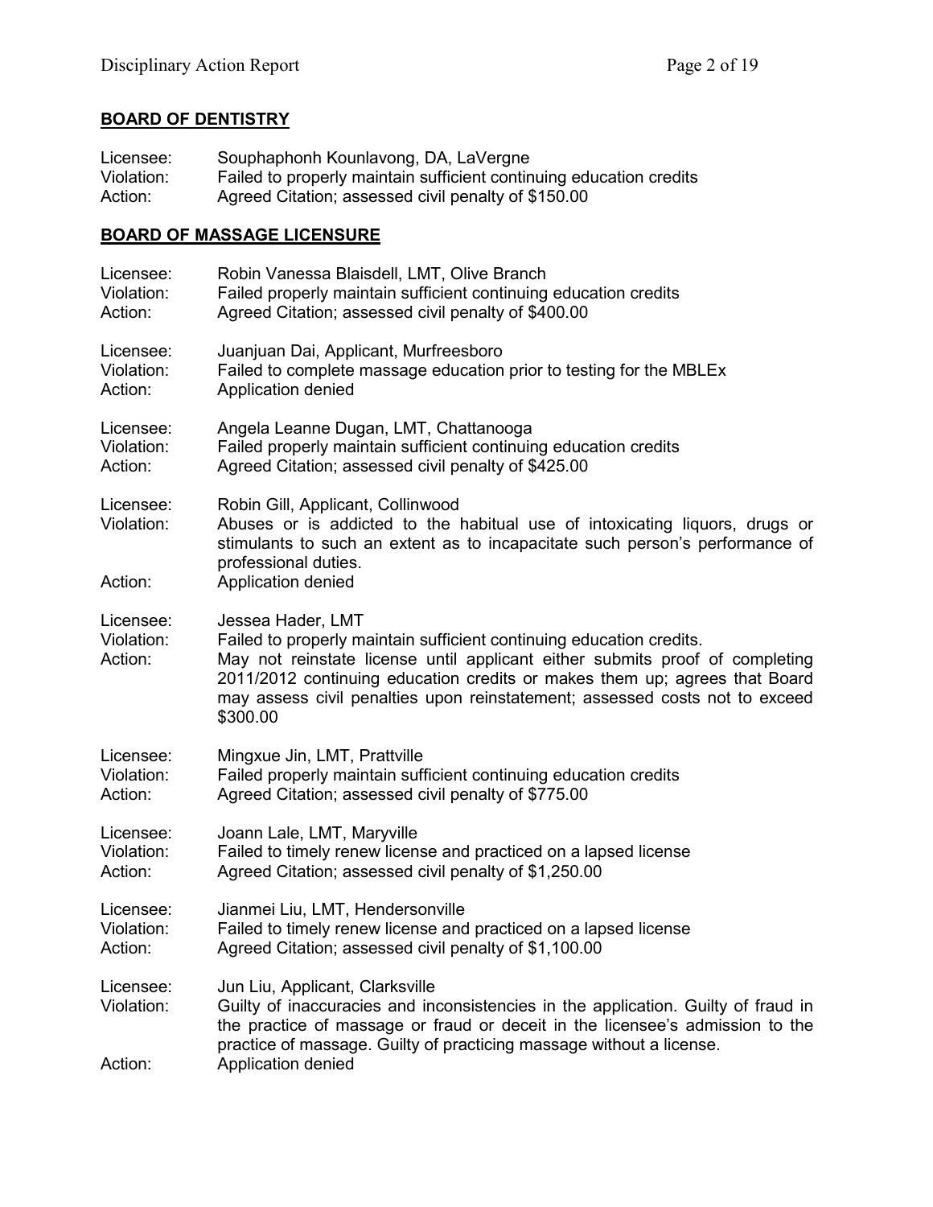## BOARD OF DENTISTRY

Licensee: Souphaphonh Kounlavong, DA, LaVergne
Violation: Failed to properly maintain sufficient continuing education credits
Action: Agreed Citation; assessed civil penalty of $150.00

## BOARD OF MASSAGE LICENSURE

Licensee: Robin Vanessa Blaisdell, LMT, Olive Branch
Violation: Failed properly maintain sufficient continuing education credits
Action: Agreed Citation; assessed civil penalty of $400.00

Licensee: Juanjuan Dai, Applicant, Murfreesboro
Violation: Failed to complete massage education prior to testing for the MBLEx
Action: Application denied

Licensee: Angela Leanne Dugan, LMT, Chattanooga
Violation: Failed properly maintain sufficient continuing education credits
Action: Agreed Citation; assessed civil penalty of $425.00

Licensee: Robin Gill, Applicant, Collinwood
Violation: Abuses or is addicted to the habitual use of intoxicating liquors, drugs or stimulants to such an extent as to incapacitate such person's performance of professional duties.
Action: Application denied

Licensee: Jessea Hader, LMT
Violation: Failed to properly maintain sufficient continuing education credits.
Action: May not reinstate license until applicant either submits proof of completing 2011/2012 continuing education credits or makes them up; agrees that Board may assess civil penalties upon reinstatement; assessed costs not to exceed $300.00

Licensee: Mingxue Jin, LMT, Prattville
Violation: Failed properly maintain sufficient continuing education credits
Action: Agreed Citation; assessed civil penalty of $775.00

Licensee: Joann Lale, LMT, Maryville
Violation: Failed to timely renew license and practiced on a lapsed license
Action: Agreed Citation; assessed civil penalty of $1,250.00

Licensee: Jianmei Liu, LMT, Hendersonville
Violation: Failed to timely renew license and practiced on a lapsed license
Action: Agreed Citation; assessed civil penalty of $1,100.00

Licensee: Jun Liu, Applicant, Clarksville
Violation: Guilty of inaccuracies and inconsistencies in the application. Guilty of fraud in the practice of massage or fraud or deceit in the licensee's admission to the practice of massage. Guilty of practicing massage without a license.
Action: Application denied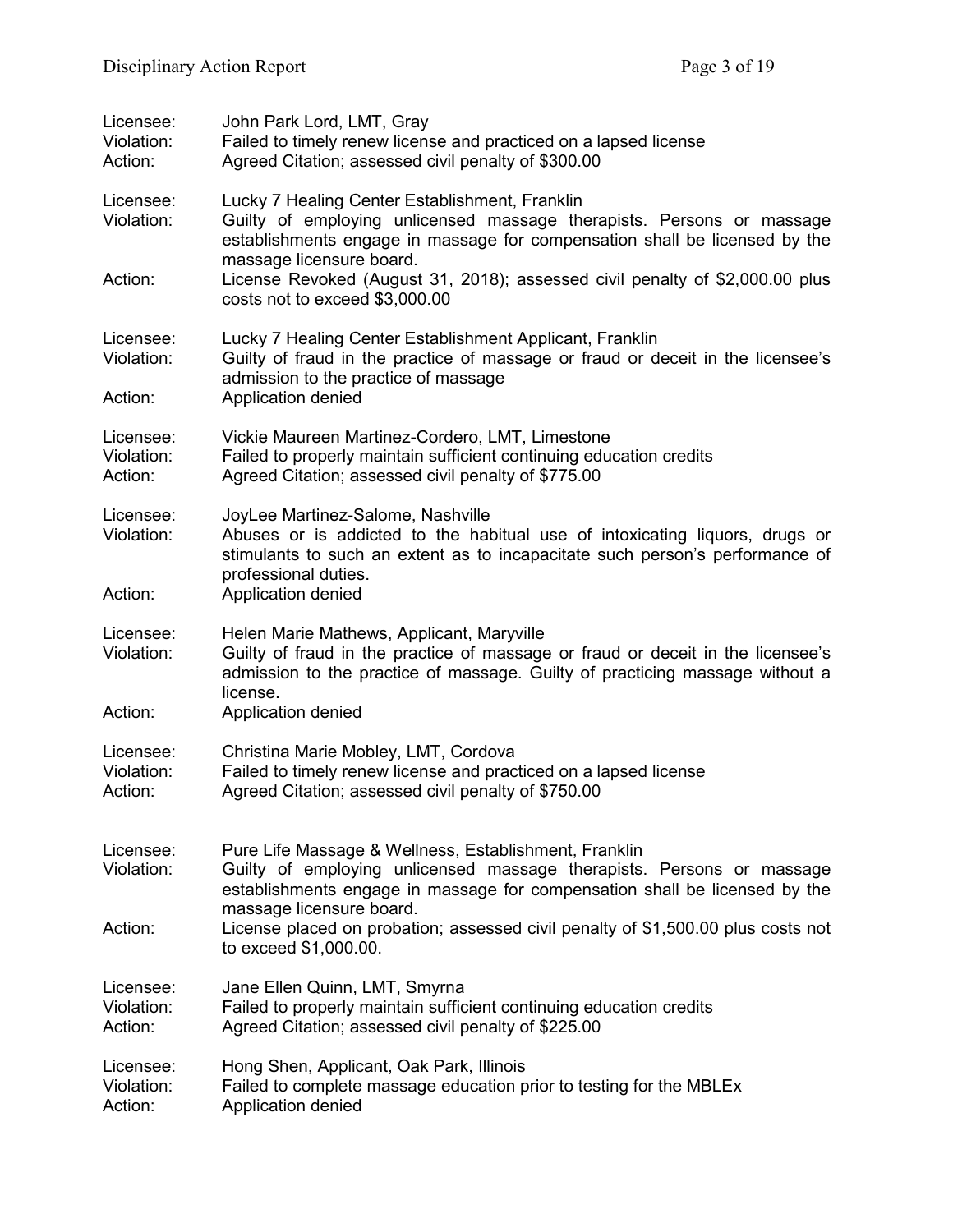Licensee: John Park Lord, LMT, Gray
Violation: Failed to timely renew license and practiced on a lapsed license
Action: Agreed Citation; assessed civil penalty of $300.00

Licensee: Lucky 7 Healing Center Establishment, Franklin
Violation: Guilty of employing unlicensed massage therapists. Persons or massage establishments engage in massage for compensation shall be licensed by the massage licensure board.
Action: License Revoked (August 31, 2018); assessed civil penalty of $2,000.00 plus costs not to exceed $3,000.00

Licensee: Lucky 7 Healing Center Establishment Applicant, Franklin
Violation: Guilty of fraud in the practice of massage or fraud or deceit in the licensee's admission to the practice of massage
Action: Application denied

Licensee: Vickie Maureen Martinez-Cordero, LMT, Limestone
Violation: Failed to properly maintain sufficient continuing education credits
Action: Agreed Citation; assessed civil penalty of $775.00

Licensee: JoyLee Martinez-Salome, Nashville
Violation: Abuses or is addicted to the habitual use of intoxicating liquors, drugs or stimulants to such an extent as to incapacitate such person's performance of professional duties.
Action: Application denied

Licensee: Helen Marie Mathews, Applicant, Maryville
Violation: Guilty of fraud in the practice of massage or fraud or deceit in the licensee's admission to the practice of massage. Guilty of practicing massage without a license.
Action: Application denied

Licensee: Christina Marie Mobley, LMT, Cordova
Violation: Failed to timely renew license and practiced on a lapsed license
Action: Agreed Citation; assessed civil penalty of $750.00

Licensee: Pure Life Massage & Wellness, Establishment, Franklin
Violation: Guilty of employing unlicensed massage therapists. Persons or massage establishments engage in massage for compensation shall be licensed by the massage licensure board.
Action: License placed on probation; assessed civil penalty of $1,500.00 plus costs not to exceed $1,000.00.

Licensee: Jane Ellen Quinn, LMT, Smyrna
Violation: Failed to properly maintain sufficient continuing education credits
Action: Agreed Citation; assessed civil penalty of $225.00

Licensee: Hong Shen, Applicant, Oak Park, Illinois
Violation: Failed to complete massage education prior to testing for the MBLEx
Action: Application denied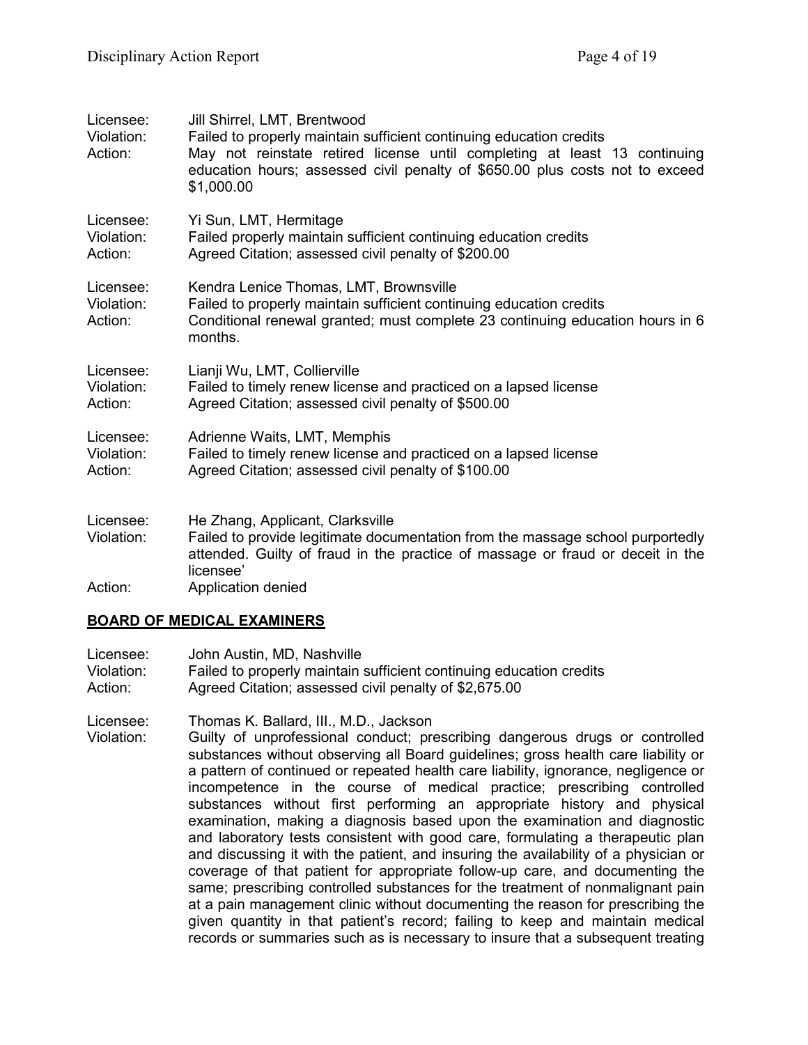Licensee: Jill Shirrel, LMT, Brentwood
Violation: Failed to properly maintain sufficient continuing education credits
Action: May not reinstate retired license until completing at least 13 continuing education hours; assessed civil penalty of $650.00 plus costs not to exceed $1,000.00

Licensee: Yi Sun, LMT, Hermitage
Violation: Failed properly maintain sufficient continuing education credits
Action: Agreed Citation; assessed civil penalty of $200.00

Licensee: Kendra Lenice Thomas, LMT, Brownsville
Violation: Failed to properly maintain sufficient continuing education credits
Action: Conditional renewal granted; must complete 23 continuing education hours in 6 months.

Licensee: Lianji Wu, LMT, Collierville
Violation: Failed to timely renew license and practiced on a lapsed license
Action: Agreed Citation; assessed civil penalty of $500.00

Licensee: Adrienne Waits, LMT, Memphis
Violation: Failed to timely renew license and practiced on a lapsed license
Action: Agreed Citation; assessed civil penalty of $100.00

Licensee: He Zhang, Applicant, Clarksville
Violation: Failed to provide legitimate documentation from the massage school purportedly attended. Guilty of fraud in the practice of massage or fraud or deceit in the licensee'
Action: Application denied

## BOARD OF MEDICAL EXAMINERS

Licensee: John Austin, MD, Nashville
Violation: Failed to properly maintain sufficient continuing education credits
Action: Agreed Citation; assessed civil penalty of $2,675.00

Licensee: Thomas K. Ballard, III., M.D., Jackson
Violation: Guilty of unprofessional conduct; prescribing dangerous drugs or controlled substances without observing all Board guidelines; gross health care liability or a pattern of continued or repeated health care liability, ignorance, negligence or incompetence in the course of medical practice; prescribing controlled substances without first performing an appropriate history and physical examination, making a diagnosis based upon the examination and diagnostic and laboratory tests consistent with good care, formulating a therapeutic plan and discussing it with the patient, and insuring the availability of a physician or coverage of that patient for appropriate follow-up care, and documenting the same; prescribing controlled substances for the treatment of nonmalignant pain at a pain management clinic without documenting the reason for prescribing the given quantity in that patient's record; failing to keep and maintain medical records or summaries such as is necessary to insure that a subsequent treating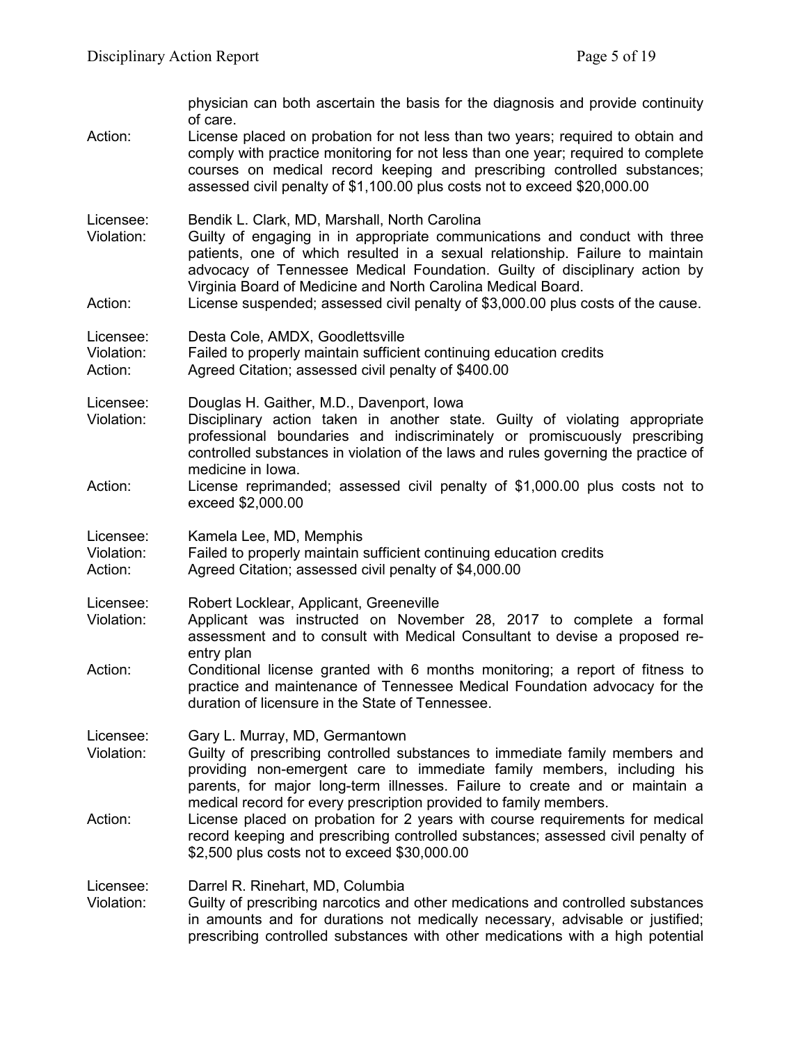physician can both ascertain the basis for the diagnosis and provide continuity of care.

Action: License placed on probation for not less than two years; required to obtain and comply with practice monitoring for not less than one year; required to complete courses on medical record keeping and prescribing controlled substances; assessed civil penalty of $1,100.00 plus costs not to exceed $20,000.00

Licensee: Bendik L. Clark, MD, Marshall, North Carolina
Violation: Guilty of engaging in in appropriate communications and conduct with three patients, one of which resulted in a sexual relationship. Failure to maintain advocacy of Tennessee Medical Foundation. Guilty of disciplinary action by Virginia Board of Medicine and North Carolina Medical Board.
Action: License suspended; assessed civil penalty of $3,000.00 plus costs of the cause.

Licensee: Desta Cole, AMDX, Goodlettsville
Violation: Failed to properly maintain sufficient continuing education credits
Action: Agreed Citation; assessed civil penalty of $400.00

Licensee: Douglas H. Gaither, M.D., Davenport, Iowa
Violation: Disciplinary action taken in another state. Guilty of violating appropriate professional boundaries and indiscriminately or promiscuously prescribing controlled substances in violation of the laws and rules governing the practice of medicine in Iowa.
Action: License reprimanded; assessed civil penalty of $1,000.00 plus costs not to exceed $2,000.00

Licensee: Kamela Lee, MD, Memphis
Violation: Failed to properly maintain sufficient continuing education credits
Action: Agreed Citation; assessed civil penalty of $4,000.00

Licensee: Robert Locklear, Applicant, Greeneville
Violation: Applicant was instructed on November 28, 2017 to complete a formal assessment and to consult with Medical Consultant to devise a proposed re-entry plan
Action: Conditional license granted with 6 months monitoring; a report of fitness to practice and maintenance of Tennessee Medical Foundation advocacy for the duration of licensure in the State of Tennessee.

Licensee: Gary L. Murray, MD, Germantown
Violation: Guilty of prescribing controlled substances to immediate family members and providing non-emergent care to immediate family members, including his parents, for major long-term illnesses. Failure to create and or maintain a medical record for every prescription provided to family members.
Action: License placed on probation for 2 years with course requirements for medical record keeping and prescribing controlled substances; assessed civil penalty of $2,500 plus costs not to exceed $30,000.00

Licensee: Darrel R. Rinehart, MD, Columbia
Violation: Guilty of prescribing narcotics and other medications and controlled substances in amounts and for durations not medically necessary, advisable or justified; prescribing controlled substances with other medications with a high potential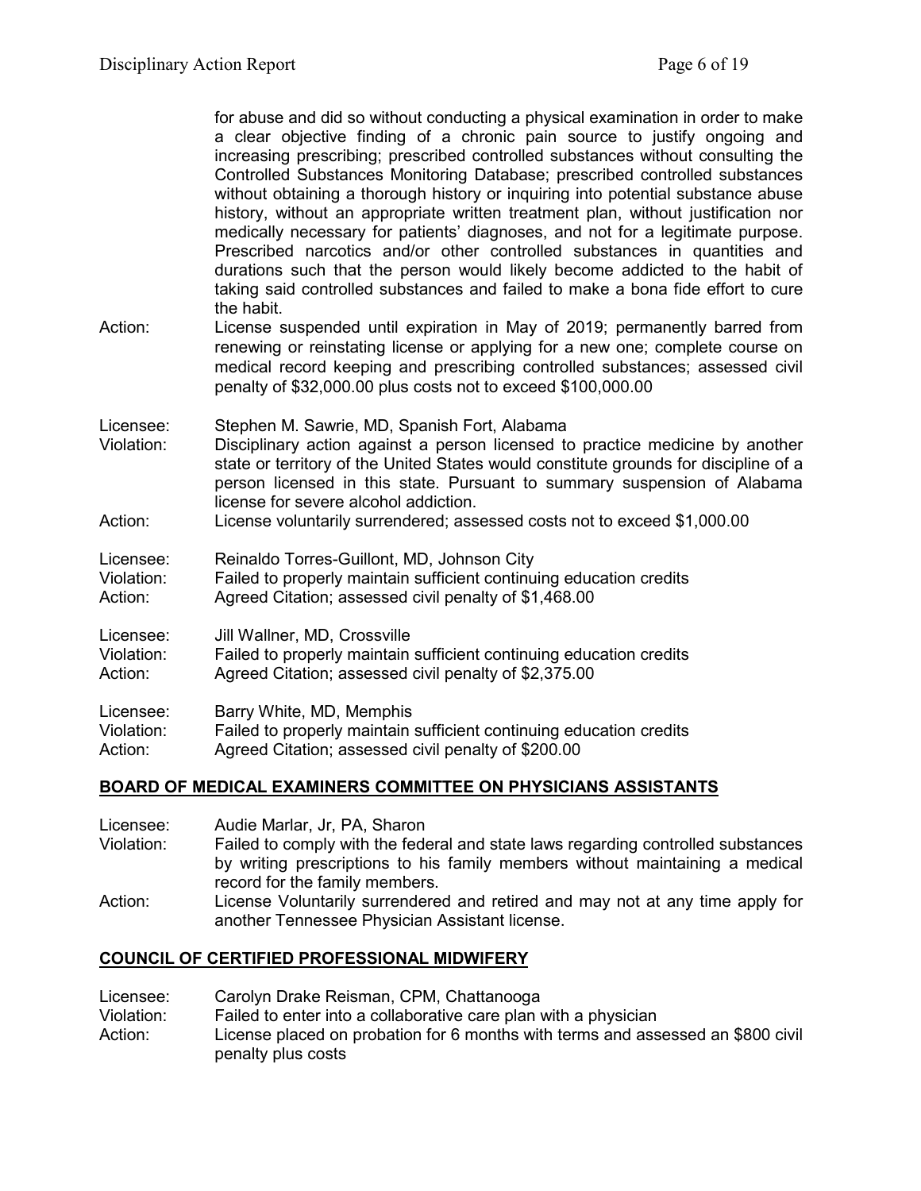for abuse and did so without conducting a physical examination in order to make a clear objective finding of a chronic pain source to justify ongoing and increasing prescribing; prescribed controlled substances without consulting the Controlled Substances Monitoring Database; prescribed controlled substances without obtaining a thorough history or inquiring into potential substance abuse history, without an appropriate written treatment plan, without justification nor medically necessary for patients' diagnoses, and not for a legitimate purpose. Prescribed narcotics and/or other controlled substances in quantities and durations such that the person would likely become addicted to the habit of taking said controlled substances and failed to make a bona fide effort to cure the habit.

Action: License suspended until expiration in May of 2019; permanently barred from renewing or reinstating license or applying for a new one; complete course on medical record keeping and prescribing controlled substances; assessed civil penalty of $32,000.00 plus costs not to exceed $100,000.00

Licensee: Stephen M. Sawrie, MD, Spanish Fort, Alabama
Violation: Disciplinary action against a person licensed to practice medicine by another state or territory of the United States would constitute grounds for discipline of a person licensed in this state. Pursuant to summary suspension of Alabama license for severe alcohol addiction.
Action: License voluntarily surrendered; assessed costs not to exceed $1,000.00

Licensee: Reinaldo Torres-Guillont, MD, Johnson City
Violation: Failed to properly maintain sufficient continuing education credits
Action: Agreed Citation; assessed civil penalty of $1,468.00

Licensee: Jill Wallner, MD, Crossville
Violation: Failed to properly maintain sufficient continuing education credits
Action: Agreed Citation; assessed civil penalty of $2,375.00

Licensee: Barry White, MD, Memphis
Violation: Failed to properly maintain sufficient continuing education credits
Action: Agreed Citation; assessed civil penalty of $200.00

## BOARD OF MEDICAL EXAMINERS COMMITTEE ON PHYSICIANS ASSISTANTS

Licensee: Audie Marlar, Jr, PA, Sharon
Violation: Failed to comply with the federal and state laws regarding controlled substances by writing prescriptions to his family members without maintaining a medical record for the family members.
Action: License Voluntarily surrendered and retired and may not at any time apply for another Tennessee Physician Assistant license.

## COUNCIL OF CERTIFIED PROFESSIONAL MIDWIFERY

Licensee: Carolyn Drake Reisman, CPM, Chattanooga
Violation: Failed to enter into a collaborative care plan with a physician
Action: License placed on probation for 6 months with terms and assessed an $800 civil penalty plus costs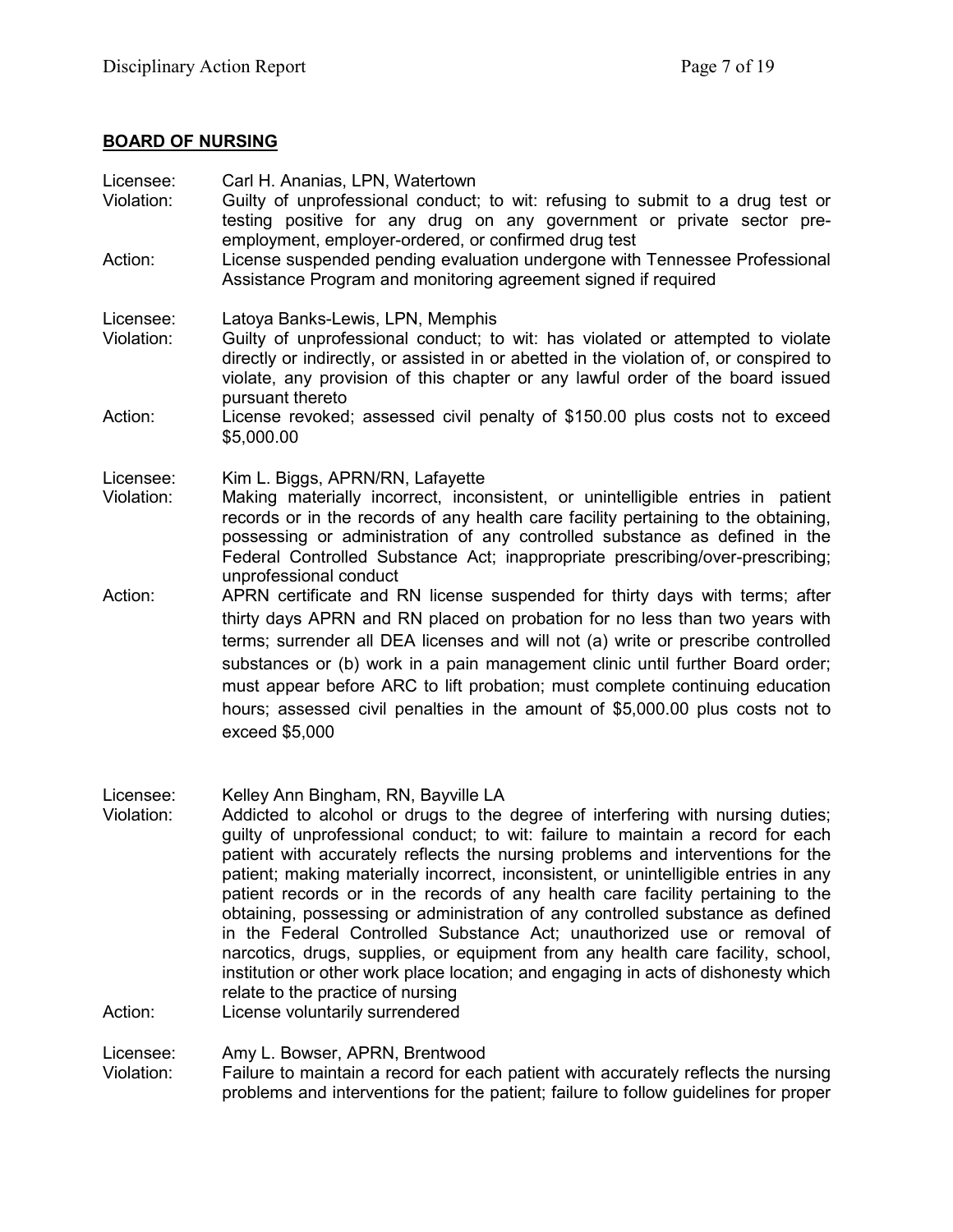## BOARD OF NURSING

Licensee: Carl H. Ananias, LPN, Watertown
Violation: Guilty of unprofessional conduct; to wit: refusing to submit to a drug test or testing positive for any drug on any government or private sector pre-employment, employer-ordered, or confirmed drug test
Action: License suspended pending evaluation undergone with Tennessee Professional Assistance Program and monitoring agreement signed if required

Licensee: Latoya Banks-Lewis, LPN, Memphis
Violation: Guilty of unprofessional conduct; to wit: has violated or attempted to violate directly or indirectly, or assisted in or abetted in the violation of, or conspired to violate, any provision of this chapter or any lawful order of the board issued pursuant thereto
Action: License revoked; assessed civil penalty of $150.00 plus costs not to exceed $5,000.00

Licensee: Kim L. Biggs, APRN/RN, Lafayette
Violation: Making materially incorrect, inconsistent, or unintelligible entries in patient records or in the records of any health care facility pertaining to the obtaining, possessing or administration of any controlled substance as defined in the Federal Controlled Substance Act; inappropriate prescribing/over-prescribing; unprofessional conduct
Action: APRN certificate and RN license suspended for thirty days with terms; after thirty days APRN and RN placed on probation for no less than two years with terms; surrender all DEA licenses and will not (a) write or prescribe controlled substances or (b) work in a pain management clinic until further Board order; must appear before ARC to lift probation; must complete continuing education hours; assessed civil penalties in the amount of $5,000.00 plus costs not to exceed $5,000

Licensee: Kelley Ann Bingham, RN, Bayville LA
Violation: Addicted to alcohol or drugs to the degree of interfering with nursing duties; guilty of unprofessional conduct; to wit: failure to maintain a record for each patient with accurately reflects the nursing problems and interventions for the patient; making materially incorrect, inconsistent, or unintelligible entries in any patient records or in the records of any health care facility pertaining to the obtaining, possessing or administration of any controlled substance as defined in the Federal Controlled Substance Act; unauthorized use or removal of narcotics, drugs, supplies, or equipment from any health care facility, school, institution or other work place location; and engaging in acts of dishonesty which relate to the practice of nursing
Action: License voluntarily surrendered

Licensee: Amy L. Bowser, APRN, Brentwood
Violation: Failure to maintain a record for each patient with accurately reflects the nursing problems and interventions for the patient; failure to follow guidelines for proper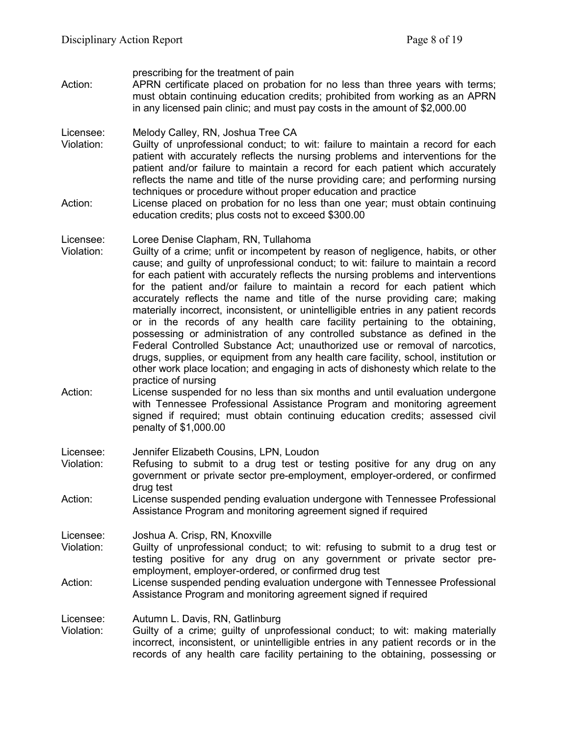prescribing for the treatment of pain

Action: APRN certificate placed on probation for no less than three years with terms; must obtain continuing education credits; prohibited from working as an APRN in any licensed pain clinic; and must pay costs in the amount of $2,000.00

Licensee: Melody Calley, RN, Joshua Tree CA

Violation: Guilty of unprofessional conduct; to wit: failure to maintain a record for each patient with accurately reflects the nursing problems and interventions for the patient and/or failure to maintain a record for each patient which accurately reflects the name and title of the nurse providing care; and performing nursing techniques or procedure without proper education and practice

Action: License placed on probation for no less than one year; must obtain continuing education credits; plus costs not to exceed $300.00

Licensee: Loree Denise Clapham, RN, Tullahoma

Violation: Guilty of a crime; unfit or incompetent by reason of negligence, habits, or other cause; and guilty of unprofessional conduct; to wit: failure to maintain a record for each patient with accurately reflects the nursing problems and interventions for the patient and/or failure to maintain a record for each patient which accurately reflects the name and title of the nurse providing care; making materially incorrect, inconsistent, or unintelligible entries in any patient records or in the records of any health care facility pertaining to the obtaining, possessing or administration of any controlled substance as defined in the Federal Controlled Substance Act; unauthorized use or removal of narcotics, drugs, supplies, or equipment from any health care facility, school, institution or other work place location; and engaging in acts of dishonesty which relate to the practice of nursing

Action: License suspended for no less than six months and until evaluation undergone with Tennessee Professional Assistance Program and monitoring agreement signed if required; must obtain continuing education credits; assessed civil penalty of $1,000.00

Licensee: Jennifer Elizabeth Cousins, LPN, Loudon

Violation: Refusing to submit to a drug test or testing positive for any drug on any government or private sector pre-employment, employer-ordered, or confirmed drug test

Action: License suspended pending evaluation undergone with Tennessee Professional Assistance Program and monitoring agreement signed if required

Licensee: Joshua A. Crisp, RN, Knoxville

Violation: Guilty of unprofessional conduct; to wit: refusing to submit to a drug test or testing positive for any drug on any government or private sector pre-employment, employer-ordered, or confirmed drug test

Action: License suspended pending evaluation undergone with Tennessee Professional Assistance Program and monitoring agreement signed if required

Licensee: Autumn L. Davis, RN, Gatlinburg

Violation: Guilty of a crime; guilty of unprofessional conduct; to wit: making materially incorrect, inconsistent, or unintelligible entries in any patient records or in the records of any health care facility pertaining to the obtaining, possessing or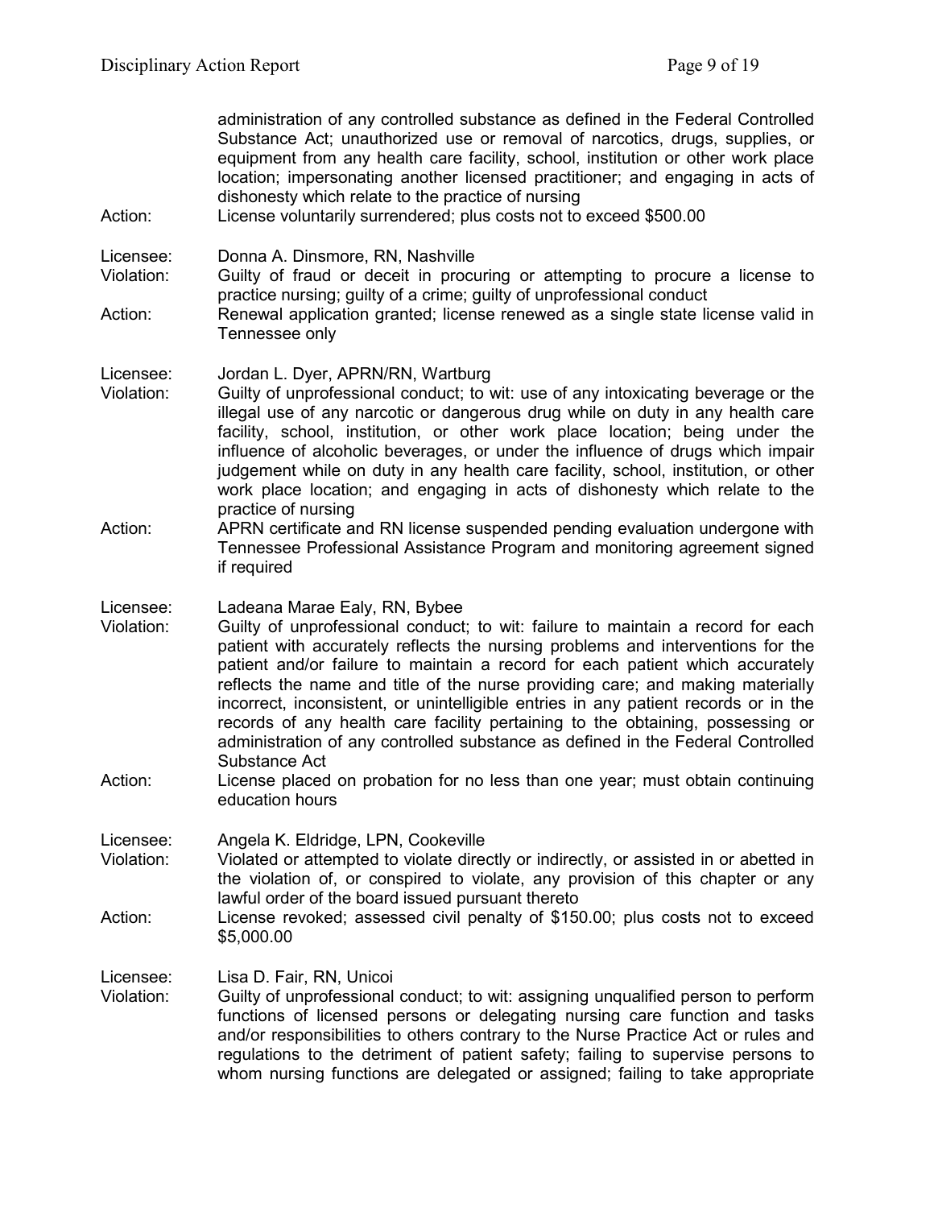| | |
|---|---|
| | administration of any controlled substance as defined in the Federal Controlled Substance Act; unauthorized use or removal of narcotics, drugs, supplies, or equipment from any health care facility, school, institution or other work place location; impersonating another licensed practitioner; and engaging in acts of dishonesty which relate to the practice of nursing |
| Action: | License voluntarily surrendered; plus costs not to exceed $500.00 |

| | |
|---|---|
| Licensee: | Donna A. Dinsmore, RN, Nashville |
| Violation: | Guilty of fraud or deceit in procuring or attempting to procure a license to practice nursing; guilty of a crime; guilty of unprofessional conduct |
| Action: | Renewal application granted; license renewed as a single state license valid in Tennessee only |

| | |
|---|---|
| Licensee: | Jordan L. Dyer, APRN/RN, Wartburg |
| Violation: | Guilty of unprofessional conduct; to wit: use of any intoxicating beverage or the illegal use of any narcotic or dangerous drug while on duty in any health care facility, school, institution, or other work place location; being under the influence of alcoholic beverages, or under the influence of drugs which impair judgement while on duty in any health care facility, school, institution, or other work place location; and engaging in acts of dishonesty which relate to the practice of nursing |
| Action: | APRN certificate and RN license suspended pending evaluation undergone with Tennessee Professional Assistance Program and monitoring agreement signed if required |

| | |
|---|---|
| Licensee: | Ladeana Marae Ealy, RN, Bybee |
| Violation: | Guilty of unprofessional conduct; to wit: failure to maintain a record for each patient with accurately reflects the nursing problems and interventions for the patient and/or failure to maintain a record for each patient which accurately reflects the name and title of the nurse providing care; and making materially incorrect, inconsistent, or unintelligible entries in any patient records or in the records of any health care facility pertaining to the obtaining, possessing or administration of any controlled substance as defined in the Federal Controlled Substance Act |
| Action: | License placed on probation for no less than one year; must obtain continuing education hours |

| | |
|---|---|
| Licensee: | Angela K. Eldridge, LPN, Cookeville |
| Violation: | Violated or attempted to violate directly or indirectly, or assisted in or abetted in the violation of, or conspired to violate, any provision of this chapter or any lawful order of the board issued pursuant thereto |
| Action: | License revoked; assessed civil penalty of $150.00; plus costs not to exceed $5,000.00 |

| | |
|---|---|
| Licensee: | Lisa D. Fair, RN, Unicoi |
| Violation: | Guilty of unprofessional conduct; to wit: assigning unqualified person to perform functions of licensed persons or delegating nursing care function and tasks and/or responsibilities to others contrary to the Nurse Practice Act or rules and regulations to the detriment of patient safety; failing to supervise persons to whom nursing functions are delegated or assigned; failing to take appropriate |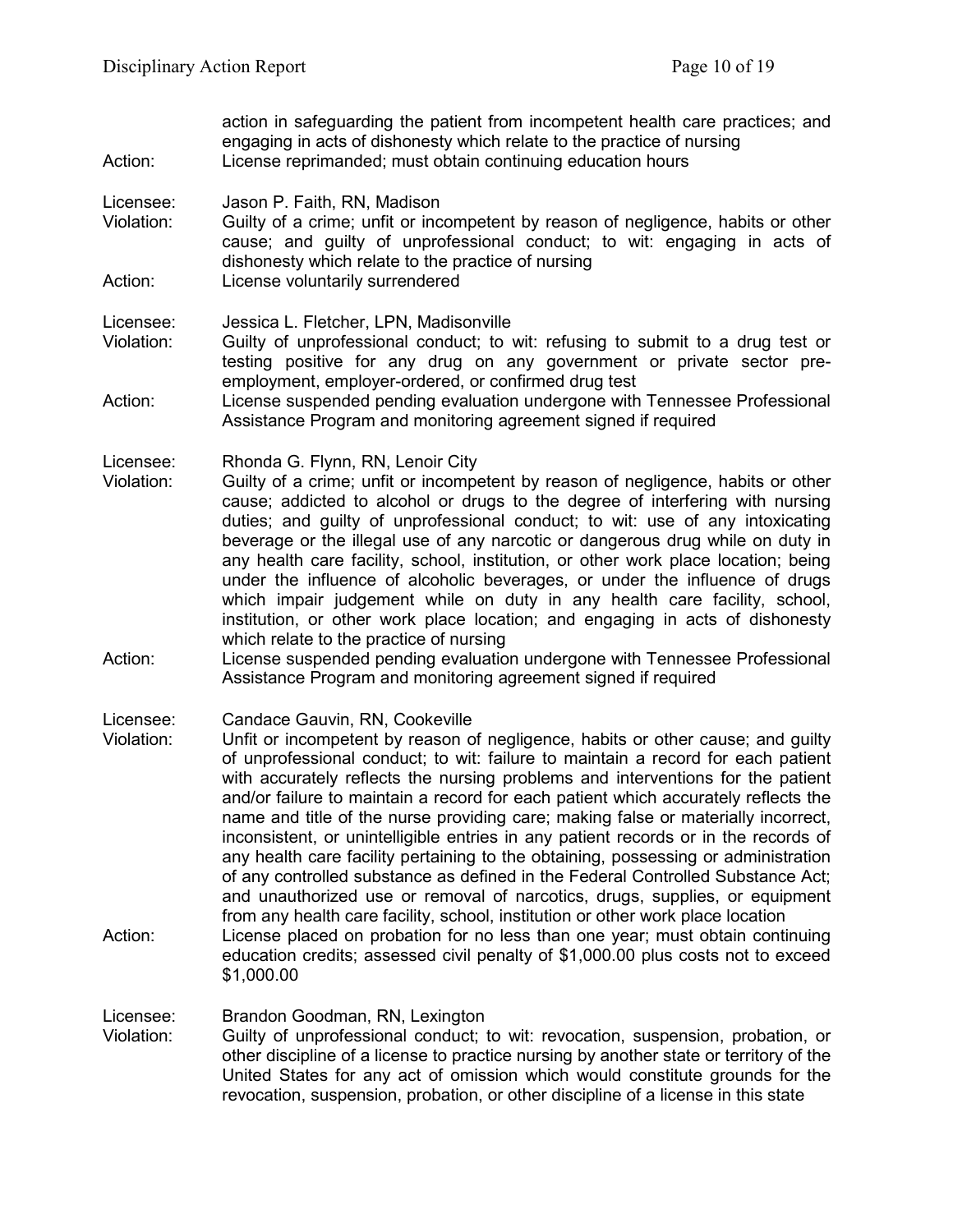action in safeguarding the patient from incompetent health care practices; and engaging in acts of dishonesty which relate to the practice of nursing

Action: License reprimanded; must obtain continuing education hours

Licensee: Jason P. Faith, RN, Madison

Violation: Guilty of a crime; unfit or incompetent by reason of negligence, habits or other cause; and guilty of unprofessional conduct; to wit: engaging in acts of dishonesty which relate to the practice of nursing

Action: License voluntarily surrendered

Licensee: Jessica L. Fletcher, LPN, Madisonville

Violation: Guilty of unprofessional conduct; to wit: refusing to submit to a drug test or testing positive for any drug on any government or private sector pre-employment, employer-ordered, or confirmed drug test

Action: License suspended pending evaluation undergone with Tennessee Professional Assistance Program and monitoring agreement signed if required

Licensee: Rhonda G. Flynn, RN, Lenoir City

Violation: Guilty of a crime; unfit or incompetent by reason of negligence, habits or other cause; addicted to alcohol or drugs to the degree of interfering with nursing duties; and guilty of unprofessional conduct; to wit: use of any intoxicating beverage or the illegal use of any narcotic or dangerous drug while on duty in any health care facility, school, institution, or other work place location; being under the influence of alcoholic beverages, or under the influence of drugs which impair judgement while on duty in any health care facility, school, institution, or other work place location; and engaging in acts of dishonesty which relate to the practice of nursing

Action: License suspended pending evaluation undergone with Tennessee Professional Assistance Program and monitoring agreement signed if required

Licensee: Candace Gauvin, RN, Cookeville

Violation: Unfit or incompetent by reason of negligence, habits or other cause; and guilty of unprofessional conduct; to wit: failure to maintain a record for each patient with accurately reflects the nursing problems and interventions for the patient and/or failure to maintain a record for each patient which accurately reflects the name and title of the nurse providing care; making false or materially incorrect, inconsistent, or unintelligible entries in any patient records or in the records of any health care facility pertaining to the obtaining, possessing or administration of any controlled substance as defined in the Federal Controlled Substance Act; and unauthorized use or removal of narcotics, drugs, supplies, or equipment from any health care facility, school, institution or other work place location

Action: License placed on probation for no less than one year; must obtain continuing education credits; assessed civil penalty of $1,000.00 plus costs not to exceed $1,000.00

Licensee: Brandon Goodman, RN, Lexington

Violation: Guilty of unprofessional conduct; to wit: revocation, suspension, probation, or other discipline of a license to practice nursing by another state or territory of the United States for any act of omission which would constitute grounds for the revocation, suspension, probation, or other discipline of a license in this state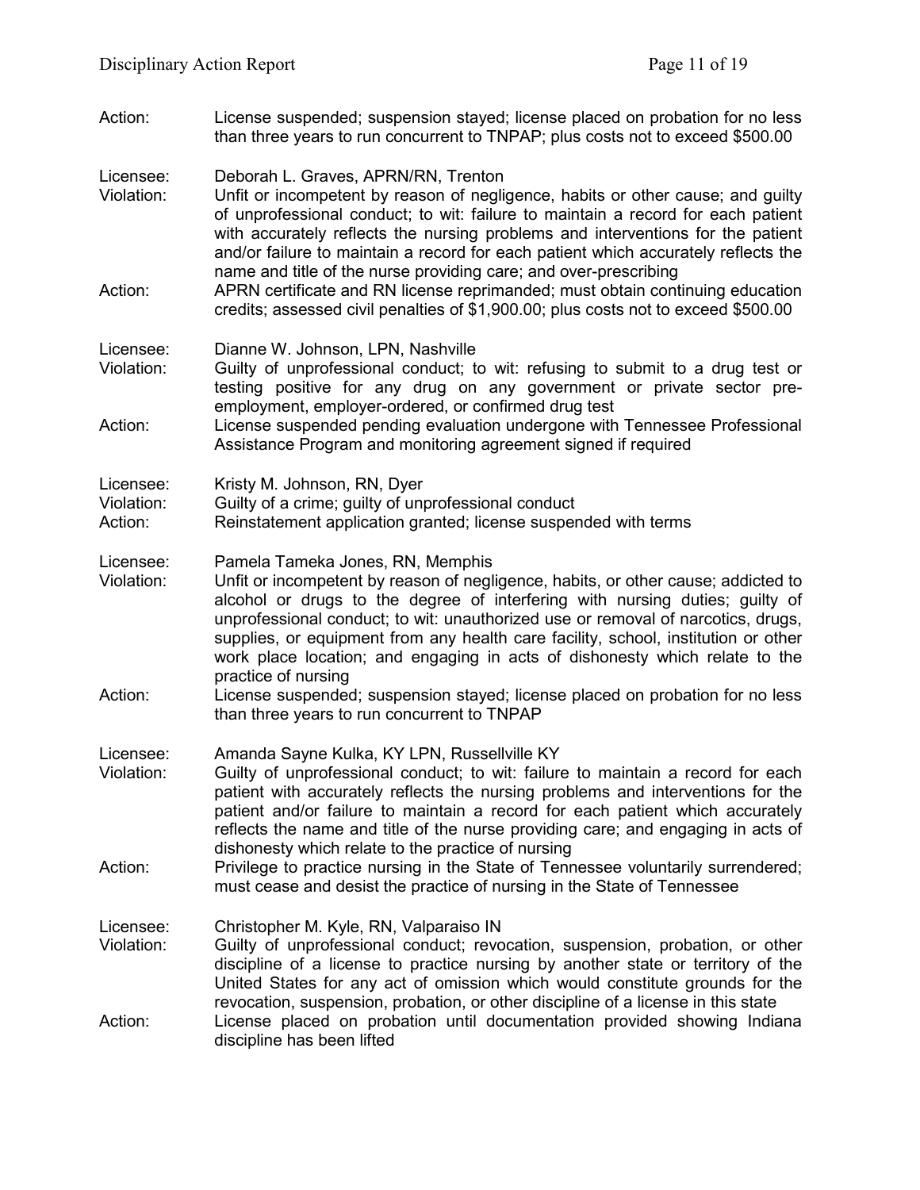Action: License suspended; suspension stayed; license placed on probation for no less than three years to run concurrent to TNPAP; plus costs not to exceed $500.00

Licensee: Deborah L. Graves, APRN/RN, Trenton
Violation: Unfit or incompetent by reason of negligence, habits or other cause; and guilty of unprofessional conduct; to wit: failure to maintain a record for each patient with accurately reflects the nursing problems and interventions for the patient and/or failure to maintain a record for each patient which accurately reflects the name and title of the nurse providing care; and over-prescribing
Action: APRN certificate and RN license reprimanded; must obtain continuing education credits; assessed civil penalties of $1,900.00; plus costs not to exceed $500.00

Licensee: Dianne W. Johnson, LPN, Nashville
Violation: Guilty of unprofessional conduct; to wit: refusing to submit to a drug test or testing positive for any drug on any government or private sector pre-employment, employer-ordered, or confirmed drug test
Action: License suspended pending evaluation undergone with Tennessee Professional Assistance Program and monitoring agreement signed if required

Licensee: Kristy M. Johnson, RN, Dyer
Violation: Guilty of a crime; guilty of unprofessional conduct
Action: Reinstatement application granted; license suspended with terms

Licensee: Pamela Tameka Jones, RN, Memphis
Violation: Unfit or incompetent by reason of negligence, habits, or other cause; addicted to alcohol or drugs to the degree of interfering with nursing duties; guilty of unprofessional conduct; to wit: unauthorized use or removal of narcotics, drugs, supplies, or equipment from any health care facility, school, institution or other work place location; and engaging in acts of dishonesty which relate to the practice of nursing
Action: License suspended; suspension stayed; license placed on probation for no less than three years to run concurrent to TNPAP

Licensee: Amanda Sayne Kulka, KY LPN, Russellville KY
Violation: Guilty of unprofessional conduct; to wit: failure to maintain a record for each patient with accurately reflects the nursing problems and interventions for the patient and/or failure to maintain a record for each patient which accurately reflects the name and title of the nurse providing care; and engaging in acts of dishonesty which relate to the practice of nursing
Action: Privilege to practice nursing in the State of Tennessee voluntarily surrendered; must cease and desist the practice of nursing in the State of Tennessee

Licensee: Christopher M. Kyle, RN, Valparaiso IN
Violation: Guilty of unprofessional conduct; revocation, suspension, probation, or other discipline of a license to practice nursing by another state or territory of the United States for any act of omission which would constitute grounds for the revocation, suspension, probation, or other discipline of a license in this state
Action: License placed on probation until documentation provided showing Indiana discipline has been lifted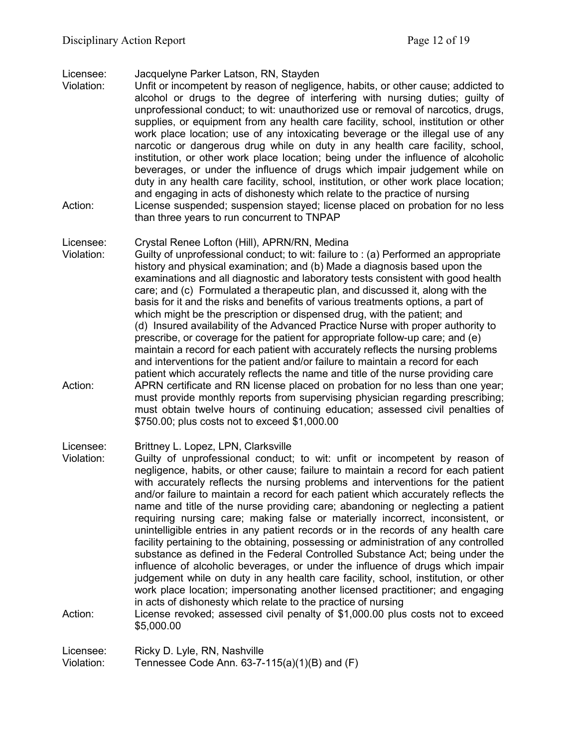Licensee: Jacquelyne Parker Latson, RN, Stayden
Violation: Unfit or incompetent by reason of negligence, habits, or other cause; addicted to alcohol or drugs to the degree of interfering with nursing duties; guilty of unprofessional conduct; to wit: unauthorized use or removal of narcotics, drugs, supplies, or equipment from any health care facility, school, institution or other work place location; use of any intoxicating beverage or the illegal use of any narcotic or dangerous drug while on duty in any health care facility, school, institution, or other work place location; being under the influence of alcoholic beverages, or under the influence of drugs which impair judgement while on duty in any health care facility, school, institution, or other work place location; and engaging in acts of dishonesty which relate to the practice of nursing
Action: License suspended; suspension stayed; license placed on probation for no less than three years to run concurrent to TNPAP

Licensee: Crystal Renee Lofton (Hill), APRN/RN, Medina
Violation: Guilty of unprofessional conduct; to wit: failure to : (a) Performed an appropriate history and physical examination; and (b) Made a diagnosis based upon the examinations and all diagnostic and laboratory tests consistent with good health care; and (c) Formulated a therapeutic plan, and discussed it, along with the basis for it and the risks and benefits of various treatments options, a part of which might be the prescription or dispensed drug, with the patient; and (d) Insured availability of the Advanced Practice Nurse with proper authority to prescribe, or coverage for the patient for appropriate follow-up care; and (e) maintain a record for each patient with accurately reflects the nursing problems and interventions for the patient and/or failure to maintain a record for each patient which accurately reflects the name and title of the nurse providing care
Action: APRN certificate and RN license placed on probation for no less than one year; must provide monthly reports from supervising physician regarding prescribing; must obtain twelve hours of continuing education; assessed civil penalties of $750.00; plus costs not to exceed $1,000.00

Licensee: Brittney L. Lopez, LPN, Clarksville
Violation: Guilty of unprofessional conduct; to wit: unfit or incompetent by reason of negligence, habits, or other cause; failure to maintain a record for each patient with accurately reflects the nursing problems and interventions for the patient and/or failure to maintain a record for each patient which accurately reflects the name and title of the nurse providing care; abandoning or neglecting a patient requiring nursing care; making false or materially incorrect, inconsistent, or unintelligible entries in any patient records or in the records of any health care facility pertaining to the obtaining, possessing or administration of any controlled substance as defined in the Federal Controlled Substance Act; being under the influence of alcoholic beverages, or under the influence of drugs which impair judgement while on duty in any health care facility, school, institution, or other work place location; impersonating another licensed practitioner; and engaging in acts of dishonesty which relate to the practice of nursing
Action: License revoked; assessed civil penalty of $1,000.00 plus costs not to exceed $5,000.00

Licensee: Ricky D. Lyle, RN, Nashville
Violation: Tennessee Code Ann. 63-7-115(a)(1)(B) and (F)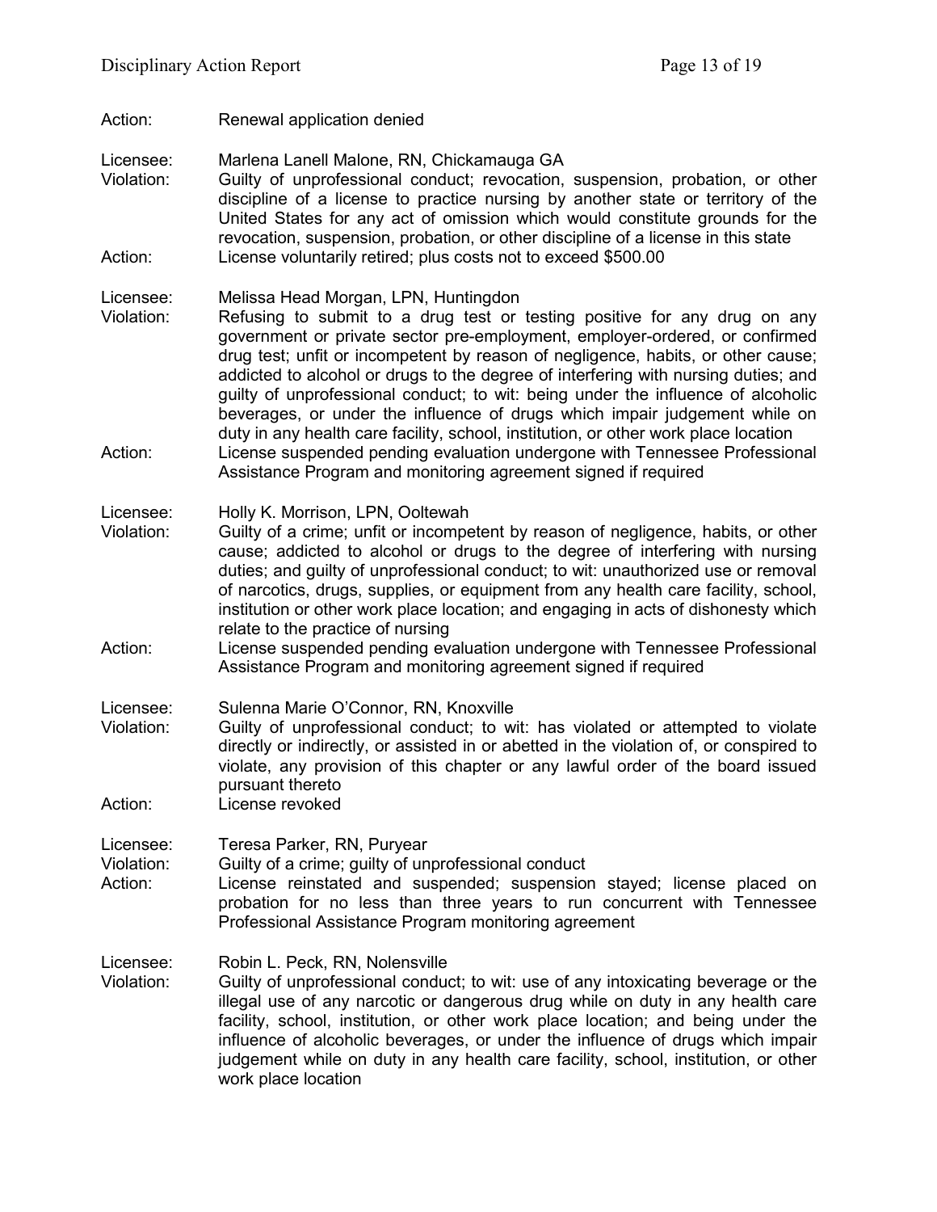Action: Renewal application denied

Licensee: Marlena Lanell Malone, RN, Chickamauga GA
Violation: Guilty of unprofessional conduct; revocation, suspension, probation, or other discipline of a license to practice nursing by another state or territory of the United States for any act of omission which would constitute grounds for the revocation, suspension, probation, or other discipline of a license in this state
Action: License voluntarily retired; plus costs not to exceed $500.00

Licensee: Melissa Head Morgan, LPN, Huntingdon
Violation: Refusing to submit to a drug test or testing positive for any drug on any government or private sector pre-employment, employer-ordered, or confirmed drug test; unfit or incompetent by reason of negligence, habits, or other cause; addicted to alcohol or drugs to the degree of interfering with nursing duties; and guilty of unprofessional conduct; to wit: being under the influence of alcoholic beverages, or under the influence of drugs which impair judgement while on duty in any health care facility, school, institution, or other work place location
Action: License suspended pending evaluation undergone with Tennessee Professional Assistance Program and monitoring agreement signed if required

Licensee: Holly K. Morrison, LPN, Ooltewah
Violation: Guilty of a crime; unfit or incompetent by reason of negligence, habits, or other cause; addicted to alcohol or drugs to the degree of interfering with nursing duties; and guilty of unprofessional conduct; to wit: unauthorized use or removal of narcotics, drugs, supplies, or equipment from any health care facility, school, institution or other work place location; and engaging in acts of dishonesty which relate to the practice of nursing
Action: License suspended pending evaluation undergone with Tennessee Professional Assistance Program and monitoring agreement signed if required

Licensee: Sulenna Marie O'Connor, RN, Knoxville
Violation: Guilty of unprofessional conduct; to wit: has violated or attempted to violate directly or indirectly, or assisted in or abetted in the violation of, or conspired to violate, any provision of this chapter or any lawful order of the board issued pursuant thereto
Action: License revoked

Licensee: Teresa Parker, RN, Puryear
Violation: Guilty of a crime; guilty of unprofessional conduct
Action: License reinstated and suspended; suspension stayed; license placed on probation for no less than three years to run concurrent with Tennessee Professional Assistance Program monitoring agreement

Licensee: Robin L. Peck, RN, Nolensville
Violation: Guilty of unprofessional conduct; to wit: use of any intoxicating beverage or the illegal use of any narcotic or dangerous drug while on duty in any health care facility, school, institution, or other work place location; and being under the influence of alcoholic beverages, or under the influence of drugs which impair judgement while on duty in any health care facility, school, institution, or other work place location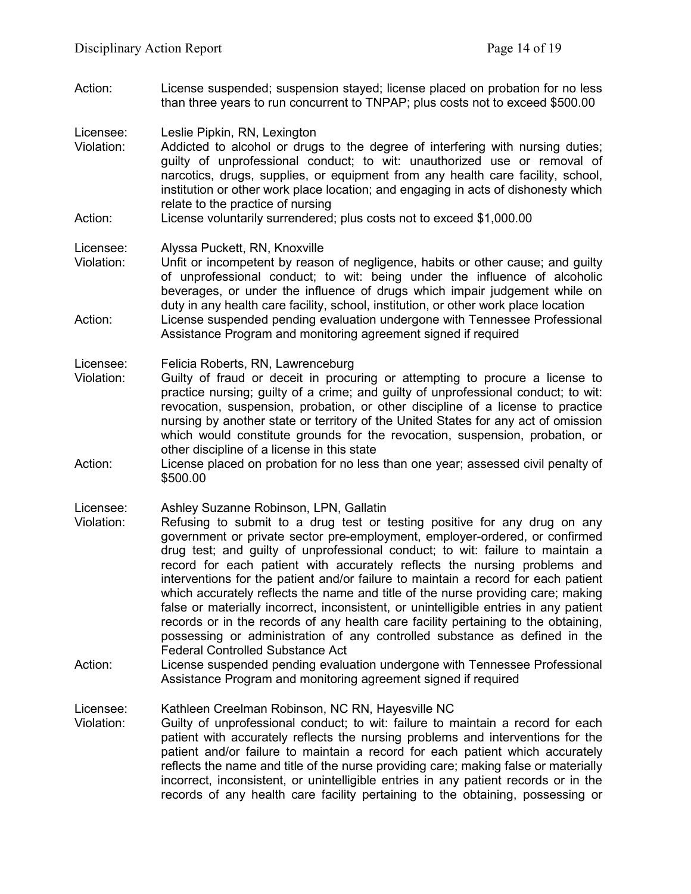Action: License suspended; suspension stayed; license placed on probation for no less than three years to run concurrent to TNPAP; plus costs not to exceed $500.00

Licensee: Leslie Pipkin, RN, Lexington
Violation: Addicted to alcohol or drugs to the degree of interfering with nursing duties; guilty of unprofessional conduct; to wit: unauthorized use or removal of narcotics, drugs, supplies, or equipment from any health care facility, school, institution or other work place location; and engaging in acts of dishonesty which relate to the practice of nursing
Action: License voluntarily surrendered; plus costs not to exceed $1,000.00

Licensee: Alyssa Puckett, RN, Knoxville
Violation: Unfit or incompetent by reason of negligence, habits or other cause; and guilty of unprofessional conduct; to wit: being under the influence of alcoholic beverages, or under the influence of drugs which impair judgement while on duty in any health care facility, school, institution, or other work place location
Action: License suspended pending evaluation undergone with Tennessee Professional Assistance Program and monitoring agreement signed if required

Licensee: Felicia Roberts, RN, Lawrenceburg
Violation: Guilty of fraud or deceit in procuring or attempting to procure a license to practice nursing; guilty of a crime; and guilty of unprofessional conduct; to wit: revocation, suspension, probation, or other discipline of a license to practice nursing by another state or territory of the United States for any act of omission which would constitute grounds for the revocation, suspension, probation, or other discipline of a license in this state
Action: License placed on probation for no less than one year; assessed civil penalty of $500.00

Licensee: Ashley Suzanne Robinson, LPN, Gallatin
Violation: Refusing to submit to a drug test or testing positive for any drug on any government or private sector pre-employment, employer-ordered, or confirmed drug test; and guilty of unprofessional conduct; to wit: failure to maintain a record for each patient with accurately reflects the nursing problems and interventions for the patient and/or failure to maintain a record for each patient which accurately reflects the name and title of the nurse providing care; making false or materially incorrect, inconsistent, or unintelligible entries in any patient records or in the records of any health care facility pertaining to the obtaining, possessing or administration of any controlled substance as defined in the Federal Controlled Substance Act
Action: License suspended pending evaluation undergone with Tennessee Professional Assistance Program and monitoring agreement signed if required

Licensee: Kathleen Creelman Robinson, NC RN, Hayesville NC
Violation: Guilty of unprofessional conduct; to wit: failure to maintain a record for each patient with accurately reflects the nursing problems and interventions for the patient and/or failure to maintain a record for each patient which accurately reflects the name and title of the nurse providing care; making false or materially incorrect, inconsistent, or unintelligible entries in any patient records or in the records of any health care facility pertaining to the obtaining, possessing or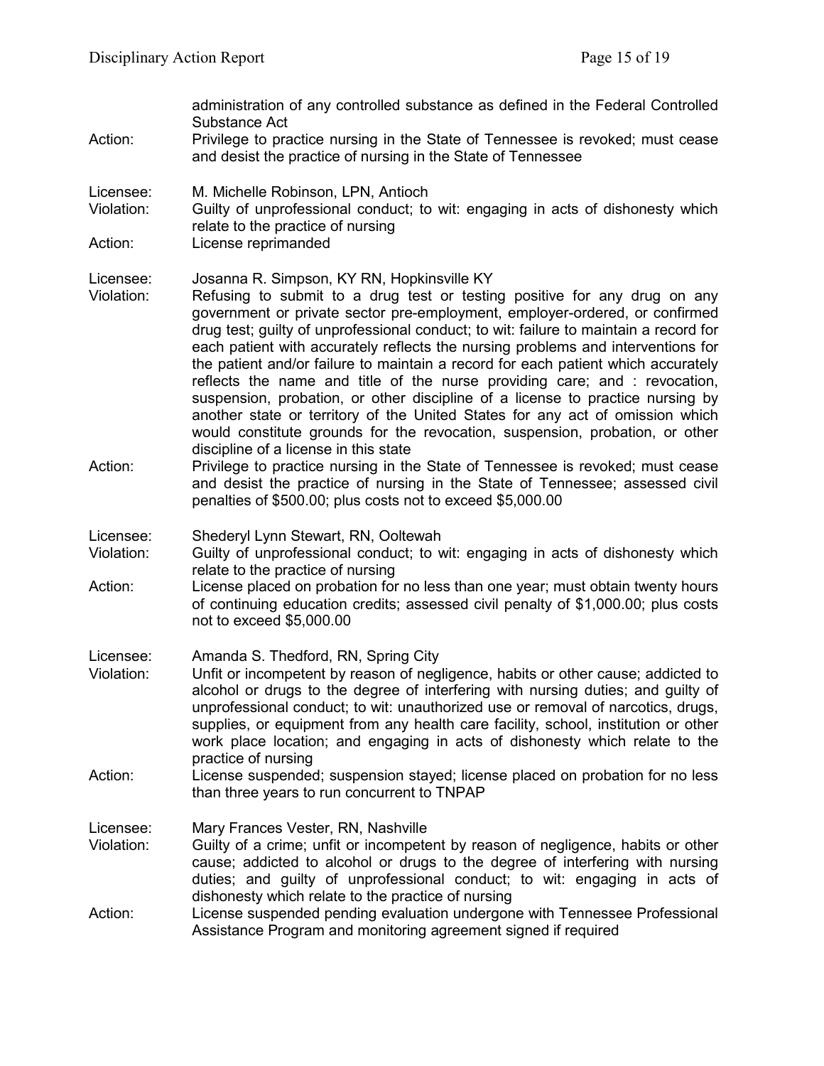administration of any controlled substance as defined in the Federal Controlled Substance Act

Action: Privilege to practice nursing in the State of Tennessee is revoked; must cease and desist the practice of nursing in the State of Tennessee

Licensee: M. Michelle Robinson, LPN, Antioch
Violation: Guilty of unprofessional conduct; to wit: engaging in acts of dishonesty which relate to the practice of nursing
Action: License reprimanded

Licensee: Josanna R. Simpson, KY RN, Hopkinsville KY
Violation: Refusing to submit to a drug test or testing positive for any drug on any government or private sector pre-employment, employer-ordered, or confirmed drug test; guilty of unprofessional conduct; to wit: failure to maintain a record for each patient with accurately reflects the nursing problems and interventions for the patient and/or failure to maintain a record for each patient which accurately reflects the name and title of the nurse providing care; and : revocation, suspension, probation, or other discipline of a license to practice nursing by another state or territory of the United States for any act of omission which would constitute grounds for the revocation, suspension, probation, or other discipline of a license in this state
Action: Privilege to practice nursing in the State of Tennessee is revoked; must cease and desist the practice of nursing in the State of Tennessee; assessed civil penalties of $500.00; plus costs not to exceed $5,000.00

Licensee: Shederyl Lynn Stewart, RN, Ooltewah
Violation: Guilty of unprofessional conduct; to wit: engaging in acts of dishonesty which relate to the practice of nursing
Action: License placed on probation for no less than one year; must obtain twenty hours of continuing education credits; assessed civil penalty of $1,000.00; plus costs not to exceed $5,000.00

Licensee: Amanda S. Thedford, RN, Spring City
Violation: Unfit or incompetent by reason of negligence, habits or other cause; addicted to alcohol or drugs to the degree of interfering with nursing duties; and guilty of unprofessional conduct; to wit: unauthorized use or removal of narcotics, drugs, supplies, or equipment from any health care facility, school, institution or other work place location; and engaging in acts of dishonesty which relate to the practice of nursing
Action: License suspended; suspension stayed; license placed on probation for no less than three years to run concurrent to TNPAP

Licensee: Mary Frances Vester, RN, Nashville
Violation: Guilty of a crime; unfit or incompetent by reason of negligence, habits or other cause; addicted to alcohol or drugs to the degree of interfering with nursing duties; and guilty of unprofessional conduct; to wit: engaging in acts of dishonesty which relate to the practice of nursing
Action: License suspended pending evaluation undergone with Tennessee Professional Assistance Program and monitoring agreement signed if required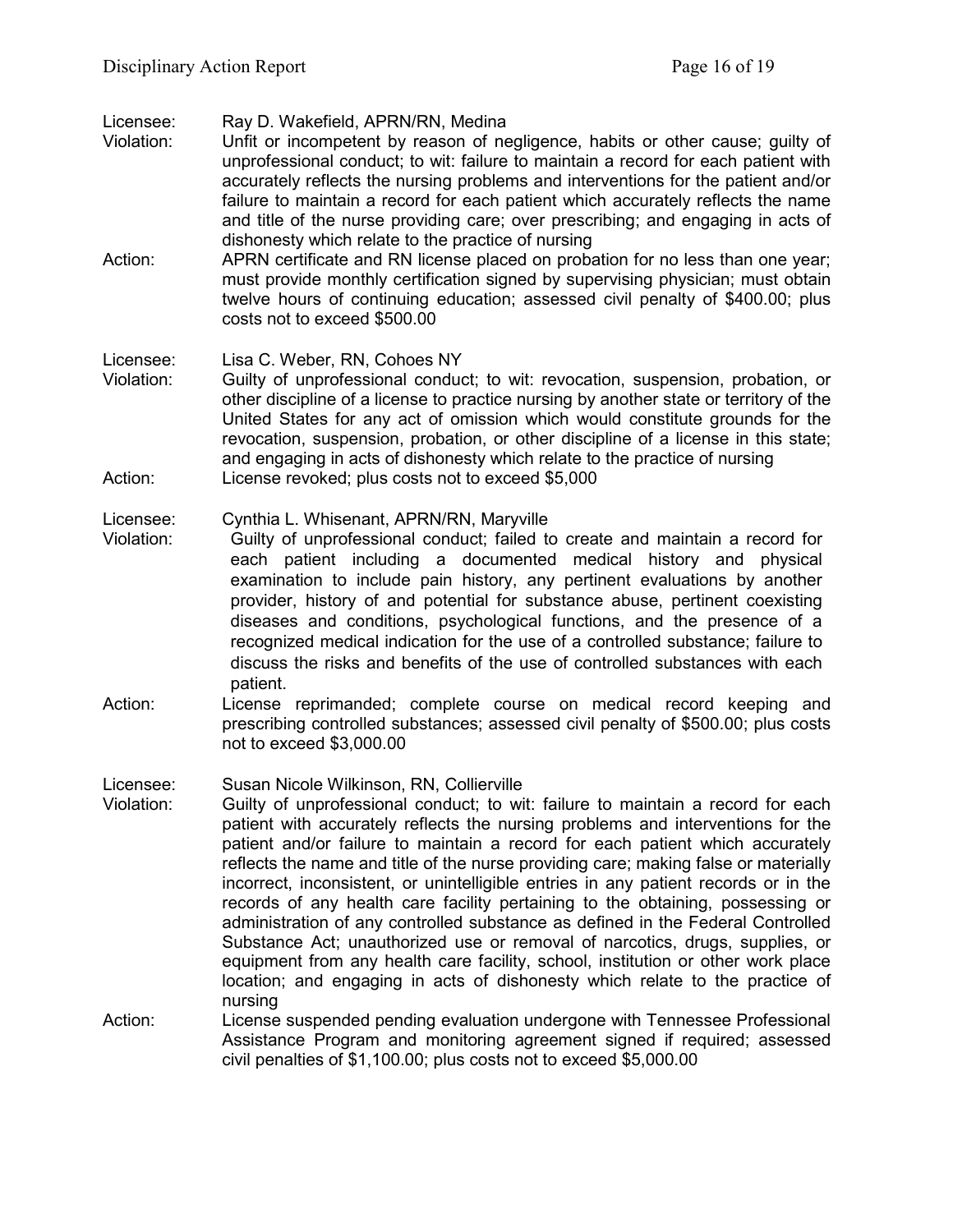Licensee: Ray D. Wakefield, APRN/RN, Medina

Violation: Unfit or incompetent by reason of negligence, habits or other cause; guilty of unprofessional conduct; to wit: failure to maintain a record for each patient with accurately reflects the nursing problems and interventions for the patient and/or failure to maintain a record for each patient which accurately reflects the name and title of the nurse providing care; over prescribing; and engaging in acts of dishonesty which relate to the practice of nursing

Action: APRN certificate and RN license placed on probation for no less than one year; must provide monthly certification signed by supervising physician; must obtain twelve hours of continuing education; assessed civil penalty of $400.00; plus costs not to exceed $500.00

Licensee: Lisa C. Weber, RN, Cohoes NY

Violation: Guilty of unprofessional conduct; to wit: revocation, suspension, probation, or other discipline of a license to practice nursing by another state or territory of the United States for any act of omission which would constitute grounds for the revocation, suspension, probation, or other discipline of a license in this state; and engaging in acts of dishonesty which relate to the practice of nursing

Action: License revoked; plus costs not to exceed $5,000

Licensee: Cynthia L. Whisenant, APRN/RN, Maryville

Violation: Guilty of unprofessional conduct; failed to create and maintain a record for each patient including a documented medical history and physical examination to include pain history, any pertinent evaluations by another provider, history of and potential for substance abuse, pertinent coexisting diseases and conditions, psychological functions, and the presence of a recognized medical indication for the use of a controlled substance; failure to discuss the risks and benefits of the use of controlled substances with each patient.

Action: License reprimanded; complete course on medical record keeping and prescribing controlled substances; assessed civil penalty of $500.00; plus costs not to exceed $3,000.00

Licensee: Susan Nicole Wilkinson, RN, Collierville

Violation: Guilty of unprofessional conduct; to wit: failure to maintain a record for each patient with accurately reflects the nursing problems and interventions for the patient and/or failure to maintain a record for each patient which accurately reflects the name and title of the nurse providing care; making false or materially incorrect, inconsistent, or unintelligible entries in any patient records or in the records of any health care facility pertaining to the obtaining, possessing or administration of any controlled substance as defined in the Federal Controlled Substance Act; unauthorized use or removal of narcotics, drugs, supplies, or equipment from any health care facility, school, institution or other work place location; and engaging in acts of dishonesty which relate to the practice of nursing

Action: License suspended pending evaluation undergone with Tennessee Professional Assistance Program and monitoring agreement signed if required; assessed civil penalties of $1,100.00; plus costs not to exceed $5,000.00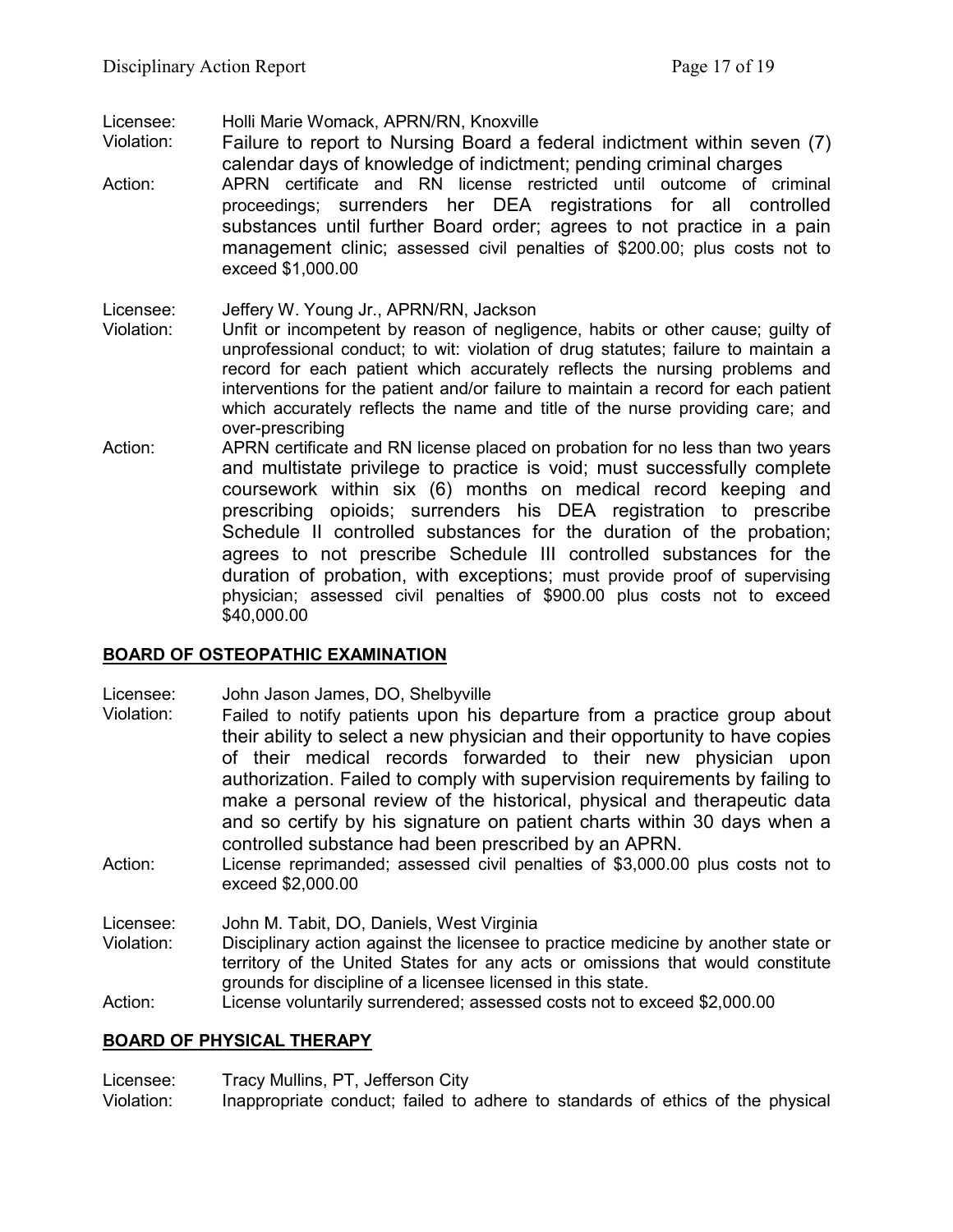Licensee: Holli Marie Womack, APRN/RN, Knoxville
Violation: Failure to report to Nursing Board a federal indictment within seven (7) calendar days of knowledge of indictment; pending criminal charges
Action: APRN certificate and RN license restricted until outcome of criminal proceedings; surrenders her DEA registrations for all controlled substances until further Board order; agrees to not practice in a pain management clinic; assessed civil penalties of $200.00; plus costs not to exceed $1,000.00

Licensee: Jeffery W. Young Jr., APRN/RN, Jackson
Violation: Unfit or incompetent by reason of negligence, habits or other cause; guilty of unprofessional conduct; to wit: violation of drug statutes; failure to maintain a record for each patient which accurately reflects the nursing problems and interventions for the patient and/or failure to maintain a record for each patient which accurately reflects the name and title of the nurse providing care; and over-prescribing
Action: APRN certificate and RN license placed on probation for no less than two years and multistate privilege to practice is void; must successfully complete coursework within six (6) months on medical record keeping and prescribing opioids; surrenders his DEA registration to prescribe Schedule II controlled substances for the duration of the probation; agrees to not prescribe Schedule III controlled substances for the duration of probation, with exceptions; must provide proof of supervising physician; assessed civil penalties of $900.00 plus costs not to exceed $40,000.00

## BOARD OF OSTEOPATHIC EXAMINATION

Licensee: John Jason James, DO, Shelbyville
Violation: Failed to notify patients upon his departure from a practice group about their ability to select a new physician and their opportunity to have copies of their medical records forwarded to their new physician upon authorization. Failed to comply with supervision requirements by failing to make a personal review of the historical, physical and therapeutic data and so certify by his signature on patient charts within 30 days when a controlled substance had been prescribed by an APRN.
Action: License reprimanded; assessed civil penalties of $3,000.00 plus costs not to exceed $2,000.00

Licensee: John M. Tabit, DO, Daniels, West Virginia
Violation: Disciplinary action against the licensee to practice medicine by another state or territory of the United States for any acts or omissions that would constitute grounds for discipline of a licensee licensed in this state.
Action: License voluntarily surrendered; assessed costs not to exceed $2,000.00

## BOARD OF PHYSICAL THERAPY

Licensee: Tracy Mullins, PT, Jefferson City
Violation: Inappropriate conduct; failed to adhere to standards of ethics of the physical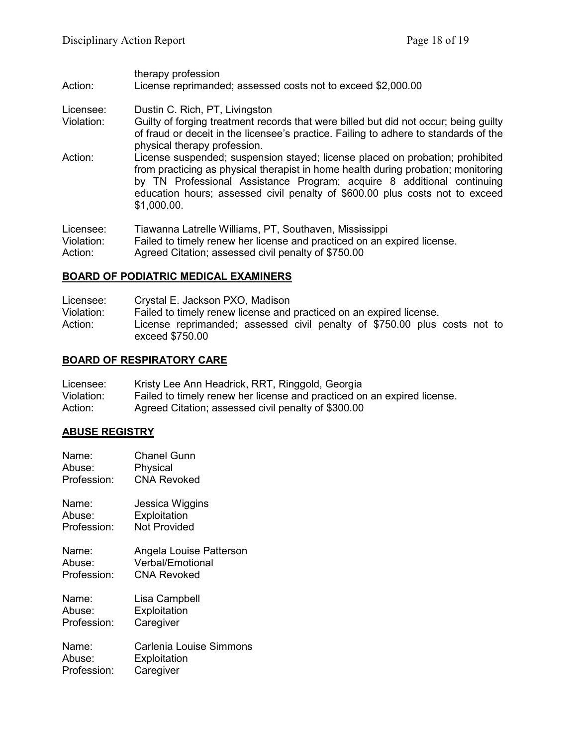therapy profession

Action: License reprimanded; assessed costs not to exceed $2,000.00

Licensee: Dustin C. Rich, PT, Livingston
Violation: Guilty of forging treatment records that were billed but did not occur; being guilty of fraud or deceit in the licensee's practice. Failing to adhere to standards of the physical therapy profession.
Action: License suspended; suspension stayed; license placed on probation; prohibited from practicing as physical therapist in home health during probation; monitoring by TN Professional Assistance Program; acquire 8 additional continuing education hours; assessed civil penalty of $600.00 plus costs not to exceed $1,000.00.

Licensee: Tiawanna Latrelle Williams, PT, Southaven, Mississippi
Violation: Failed to timely renew her license and practiced on an expired license.
Action: Agreed Citation; assessed civil penalty of $750.00

## BOARD OF PODIATRIC MEDICAL EXAMINERS

Licensee: Crystal E. Jackson PXO, Madison
Violation: Failed to timely renew license and practiced on an expired license.
Action: License reprimanded; assessed civil penalty of $750.00 plus costs not to exceed $750.00

## BOARD OF RESPIRATORY CARE

Licensee: Kristy Lee Ann Headrick, RRT, Ringgold, Georgia
Violation: Failed to timely renew her license and practiced on an expired license.
Action: Agreed Citation; assessed civil penalty of $300.00

## ABUSE REGISTRY

Name: Chanel Gunn
Abuse: Physical
Profession: CNA Revoked

Name: Jessica Wiggins
Abuse: Exploitation
Profession: Not Provided

Name: Angela Louise Patterson
Abuse: Verbal/Emotional
Profession: CNA Revoked

Name: Lisa Campbell
Abuse: Exploitation
Profession: Caregiver

Name: Carlenia Louise Simmons
Abuse: Exploitation
Profession: Caregiver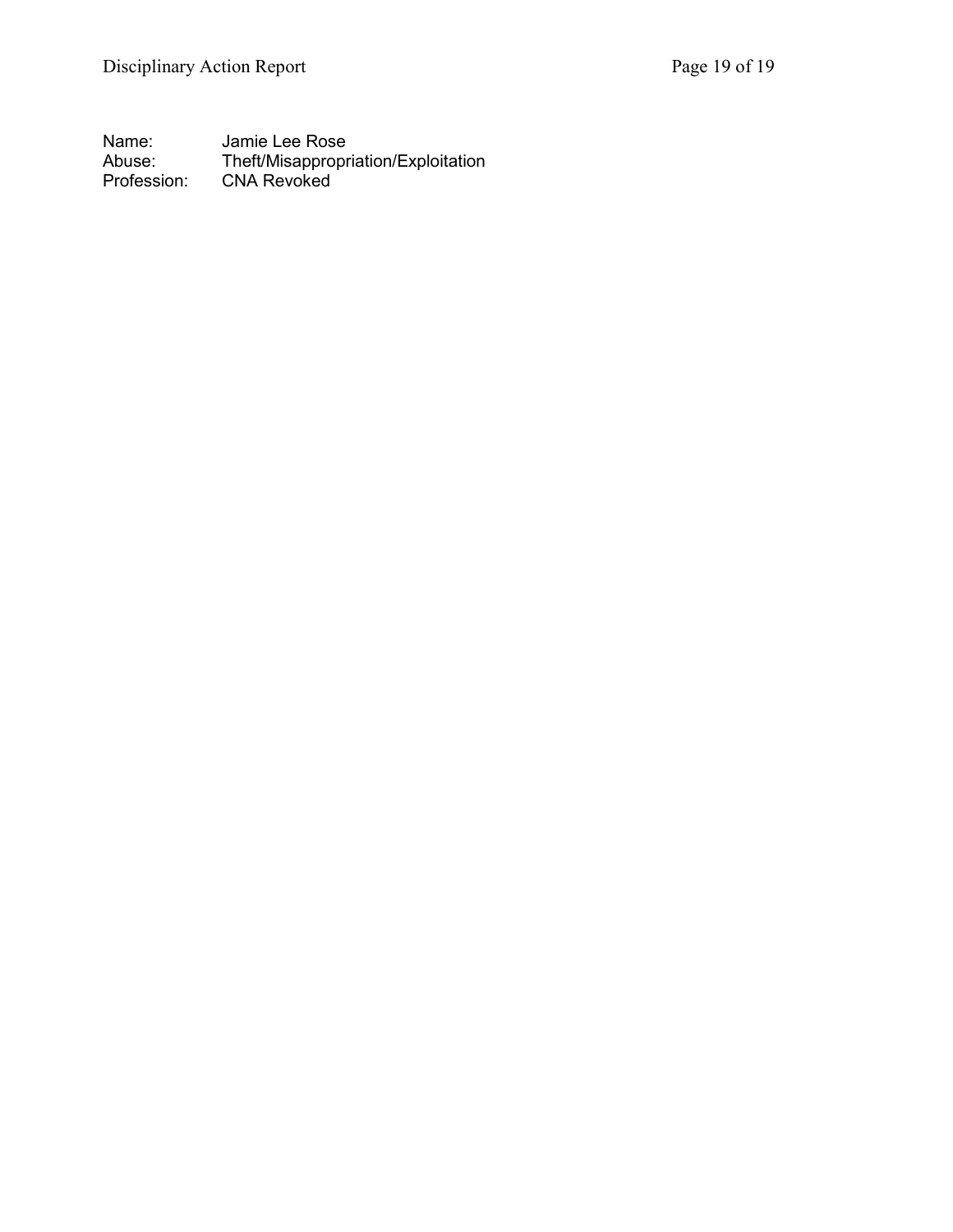Name: Jamie Lee Rose
Abuse: Theft/Misappropriation/Exploitation
Profession: CNA Revoked